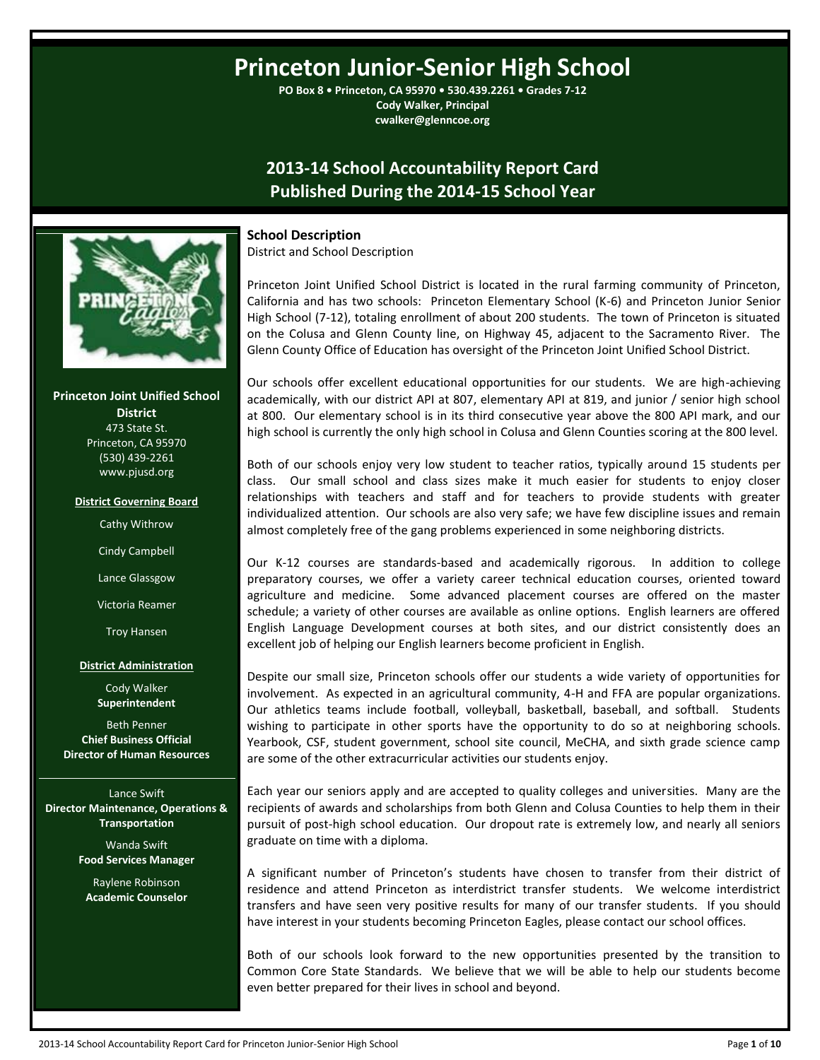# Princeton Junior-Senior High School

**PO Box 8 • Princeton, CA 95970 • 530.439.2261 • Grades 7-12**
**Cody Walker, Principal**
**cwalker@glenncoe.org**

## 2013-14 School Accountability Report Card
## Published During the 2014-15 School Year

**Princeton Joint Unified School District**
473 State St.
Princeton, CA 95970
(530) 439-2261
www.pjusd.org

**District Governing Board**

Cathy Withrow

Cindy Campbell

Lance Glassgow

Victoria Reamer

Troy Hansen

**District Administration**

Cody Walker
**Superintendent**

Beth Penner
**Chief Business Official**
**Director of Human Resources**

Lance Swift
**Director Maintenance, Operations & Transportation**

Wanda Swift
**Food Services Manager**

Raylene Robinson
**Academic Counselor**

### School Description

District and School Description

Princeton Joint Unified School District is located in the rural farming community of Princeton, California and has two schools: Princeton Elementary School (K-6) and Princeton Junior Senior High School (7-12), totaling enrollment of about 200 students. The town of Princeton is situated on the Colusa and Glenn County line, on Highway 45, adjacent to the Sacramento River. The Glenn County Office of Education has oversight of the Princeton Joint Unified School District.

Our schools offer excellent educational opportunities for our students. We are high-achieving academically, with our district API at 807, elementary API at 819, and junior / senior high school at 800. Our elementary school is in its third consecutive year above the 800 API mark, and our high school is currently the only high school in Colusa and Glenn Counties scoring at the 800 level.

Both of our schools enjoy very low student to teacher ratios, typically around 15 students per class. Our small school and class sizes make it much easier for students to enjoy closer relationships with teachers and staff and for teachers to provide students with greater individualized attention. Our schools are also very safe; we have few discipline issues and remain almost completely free of the gang problems experienced in some neighboring districts.

Our K-12 courses are standards-based and academically rigorous. In addition to college preparatory courses, we offer a variety career technical education courses, oriented toward agriculture and medicine. Some advanced placement courses are offered on the master schedule; a variety of other courses are available as online options. English learners are offered English Language Development courses at both sites, and our district consistently does an excellent job of helping our English learners become proficient in English.

Despite our small size, Princeton schools offer our students a wide variety of opportunities for involvement. As expected in an agricultural community, 4-H and FFA are popular organizations. Our athletics teams include football, volleyball, basketball, baseball, and softball. Students wishing to participate in other sports have the opportunity to do so at neighboring schools. Yearbook, CSF, student government, school site council, MeCHA, and sixth grade science camp are some of the other extracurricular activities our students enjoy.

Each year our seniors apply and are accepted to quality colleges and universities. Many are the recipients of awards and scholarships from both Glenn and Colusa Counties to help them in their pursuit of post-high school education. Our dropout rate is extremely low, and nearly all seniors graduate on time with a diploma.

A significant number of Princeton's students have chosen to transfer from their district of residence and attend Princeton as interdistrict transfer students. We welcome interdistrict transfers and have seen very positive results for many of our transfer students. If you should have interest in your students becoming Princeton Eagles, please contact our school offices.

Both of our schools look forward to the new opportunities presented by the transition to Common Core State Standards. We believe that we will be able to help our students become even better prepared for their lives in school and beyond.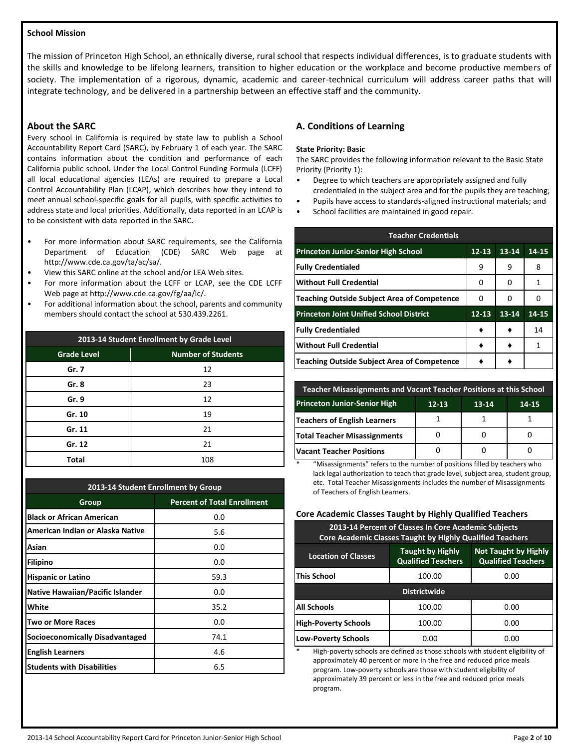## School Mission

The mission of Princeton High School, an ethnically diverse, rural school that respects individual differences, is to graduate students with the skills and knowledge to be lifelong learners, transition to higher education or the workplace and become productive members of society. The implementation of a rigorous, dynamic, academic and career-technical curriculum will address career paths that will integrate technology, and be delivered in a partnership between an effective staff and the community.

## About the SARC

Every school in California is required by state law to publish a School Accountability Report Card (SARC), by February 1 of each year. The SARC contains information about the condition and performance of each California public school. Under the Local Control Funding Formula (LCFF) all local educational agencies (LEAs) are required to prepare a Local Control Accountability Plan (LCAP), which describes how they intend to meet annual school-specific goals for all pupils, with specific activities to address state and local priorities. Additionally, data reported in an LCAP is to be consistent with data reported in the SARC.

- For more information about SARC requirements, see the California Department of Education (CDE) SARC Web page at http://www.cde.ca.gov/ta/ac/sa/.
- View this SARC online at the school and/or LEA Web sites.
- For more information about the LCFF or LCAP, see the CDE LCFF Web page at http://www.cde.ca.gov/fg/aa/lc/.
- For additional information about the school, parents and community members should contact the school at 530.439.2261.

| 2013-14 Student Enrollment by Grade Level | |
|---|---|
| **Grade Level** | **Number of Students** |
| Gr. 7 | 12 |
| Gr. 8 | 23 |
| Gr. 9 | 12 |
| Gr. 10 | 19 |
| Gr. 11 | 21 |
| Gr. 12 | 21 |
| Total | 108 |

| 2013-14 Student Enrollment by Group | |
|---|---|
| **Group** | **Percent of Total Enrollment** |
| Black or African American | 0.0 |
| American Indian or Alaska Native | 5.6 |
| Asian | 0.0 |
| Filipino | 0.0 |
| Hispanic or Latino | 59.3 |
| Native Hawaiian/Pacific Islander | 0.0 |
| White | 35.2 |
| Two or More Races | 0.0 |
| Socioeconomically Disadvantaged | 74.1 |
| English Learners | 4.6 |
| Students with Disabilities | 6.5 |

## A. Conditions of Learning

**State Priority: Basic**

The SARC provides the following information relevant to the Basic State Priority (Priority 1):

- Degree to which teachers are appropriately assigned and fully credentialed in the subject area and for the pupils they are teaching;
- Pupils have access to standards-aligned instructional materials; and
- School facilities are maintained in good repair.

| Teacher Credentials | | | |
|---|---|---|---|
| **Princeton Junior-Senior High School** | **12-13** | **13-14** | **14-15** |
| Fully Credentialed | 9 | 9 | 8 |
| Without Full Credential | 0 | 0 | 1 |
| Teaching Outside Subject Area of Competence | 0 | 0 | 0 |
| **Princeton Joint Unified School District** | **12-13** | **13-14** | **14-15** |
| Fully Credentialed | ♦ | ♦ | 14 |
| Without Full Credential | ♦ | ♦ | 1 |
| Teaching Outside Subject Area of Competence | ♦ | ♦ | |

| Teacher Misassignments and Vacant Teacher Positions at this School | | | |
|---|---|---|---|
| **Princeton Junior-Senior High** | **12-13** | **13-14** | **14-15** |
| Teachers of English Learners | 1 | 1 | 1 |
| Total Teacher Misassignments | 0 | 0 | 0 |
| Vacant Teacher Positions | 0 | 0 | 0 |

\* "Misassignments" refers to the number of positions filled by teachers who lack legal authorization to teach that grade level, subject area, student group, etc. Total Teacher Misassignments includes the number of Misassignments of Teachers of English Learners.

### Core Academic Classes Taught by Highly Qualified Teachers

| 2013-14 Percent of Classes In Core Academic Subjects Core Academic Classes Taught by Highly Qualified Teachers | | |
|---|---|---|
| **Location of Classes** | **Taught by Highly Qualified Teachers** | **Not Taught by Highly Qualified Teachers** |
| This School | 100.00 | 0.00 |
| **Districtwide** | | |
| All Schools | 100.00 | 0.00 |
| High-Poverty Schools | 100.00 | 0.00 |
| Low-Poverty Schools | 0.00 | 0.00 |

\* High-poverty schools are defined as those schools with student eligibility of approximately 40 percent or more in the free and reduced price meals program. Low-poverty schools are those with student eligibility of approximately 39 percent or less in the free and reduced price meals program.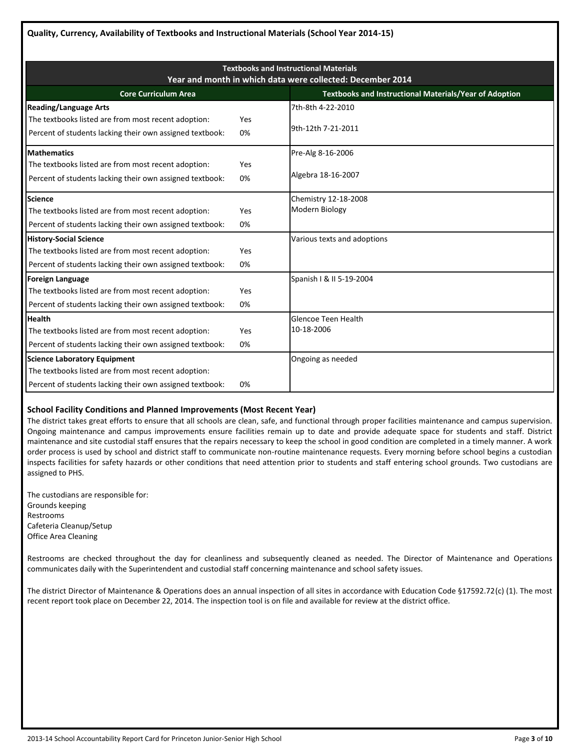## Quality, Currency, Availability of Textbooks and Instructional Materials (School Year 2014-15)

| Textbooks and Instructional Materials<br>Year and month in which data were collected: December 2014 | | |
|---|---|---|
| **Core Curriculum Area** | | **Textbooks and Instructional Materials/Year of Adoption** |
| **Reading/Language Arts** | | 7th-8th 4-22-2010<br>9th-12th 7-21-2011 |
| The textbooks listed are from most recent adoption: | Yes | |
| Percent of students lacking their own assigned textbook: | 0% | |
| **Mathematics** | | Pre-Alg 8-16-2006<br>Algebra 18-16-2007 |
| The textbooks listed are from most recent adoption: | Yes | |
| Percent of students lacking their own assigned textbook: | 0% | |
| **Science** | | Chemistry 12-18-2008<br>Modern Biology |
| The textbooks listed are from most recent adoption: | Yes | |
| Percent of students lacking their own assigned textbook: | 0% | |
| **History-Social Science** | | Various texts and adoptions |
| The textbooks listed are from most recent adoption: | Yes | |
| Percent of students lacking their own assigned textbook: | 0% | |
| **Foreign Language** | | Spanish I & II 5-19-2004 |
| The textbooks listed are from most recent adoption: | Yes | |
| Percent of students lacking their own assigned textbook: | 0% | |
| **Health** | | Glencoe Teen Health<br>10-18-2006 |
| The textbooks listed are from most recent adoption: | Yes | |
| Percent of students lacking their own assigned textbook: | 0% | |
| **Science Laboratory Equipment** | | Ongoing as needed |
| The textbooks listed are from most recent adoption: | | |
| Percent of students lacking their own assigned textbook: | 0% | |

### School Facility Conditions and Planned Improvements (Most Recent Year)

The district takes great efforts to ensure that all schools are clean, safe, and functional through proper facilities maintenance and campus supervision. Ongoing maintenance and campus improvements ensure facilities remain up to date and provide adequate space for students and staff. District maintenance and site custodial staff ensures that the repairs necessary to keep the school in good condition are completed in a timely manner. A work order process is used by school and district staff to communicate non-routine maintenance requests. Every morning before school begins a custodian inspects facilities for safety hazards or other conditions that need attention prior to students and staff entering school grounds. Two custodians are assigned to PHS.

The custodians are responsible for:
Grounds keeping
Restrooms
Cafeteria Cleanup/Setup
Office Area Cleaning

Restrooms are checked throughout the day for cleanliness and subsequently cleaned as needed. The Director of Maintenance and Operations communicates daily with the Superintendent and custodial staff concerning maintenance and school safety issues.

The district Director of Maintenance & Operations does an annual inspection of all sites in accordance with Education Code §17592.72(c) (1). The most recent report took place on December 22, 2014. The inspection tool is on file and available for review at the district office.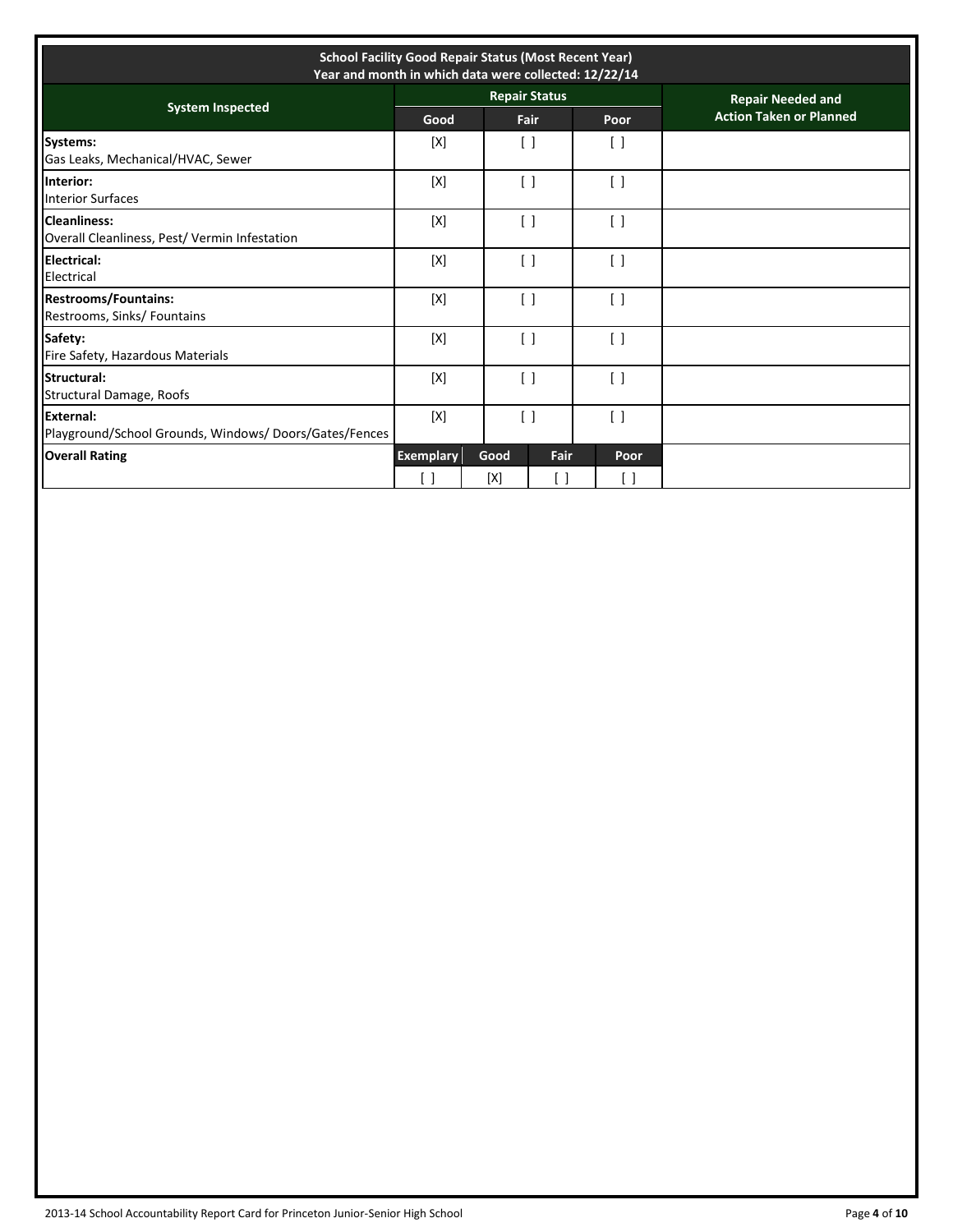| School Facility Good Repair Status (Most Recent Year) Year and month in which data were collected: 12/22/14 | | | | | |
|---|---|---|---|---|---|
| **System Inspected** | **Repair Status** | | | | **Repair Needed and Action Taken or Planned** |
| | **Good** | **Fair** | | **Poor** | |
| **Systems:** Gas Leaks, Mechanical/HVAC, Sewer | [X] | [ ] | | [ ] | |
| **Interior:** Interior Surfaces | [X] | [ ] | | [ ] | |
| **Cleanliness:** Overall Cleanliness, Pest/ Vermin Infestation | [X] | [ ] | | [ ] | |
| **Electrical:** Electrical | [X] | [ ] | | [ ] | |
| **Restrooms/Fountains:** Restrooms, Sinks/ Fountains | [X] | [ ] | | [ ] | |
| **Safety:** Fire Safety, Hazardous Materials | [X] | [ ] | | [ ] | |
| **Structural:** Structural Damage, Roofs | [X] | [ ] | | [ ] | |
| **External:** Playground/School Grounds, Windows/ Doors/Gates/Fences | [X] | [ ] | | [ ] | |
| **Overall Rating** | **Exemplary** | **Good** | **Fair** | **Poor** | |
| | [ ] | [X] | [ ] | [ ] | |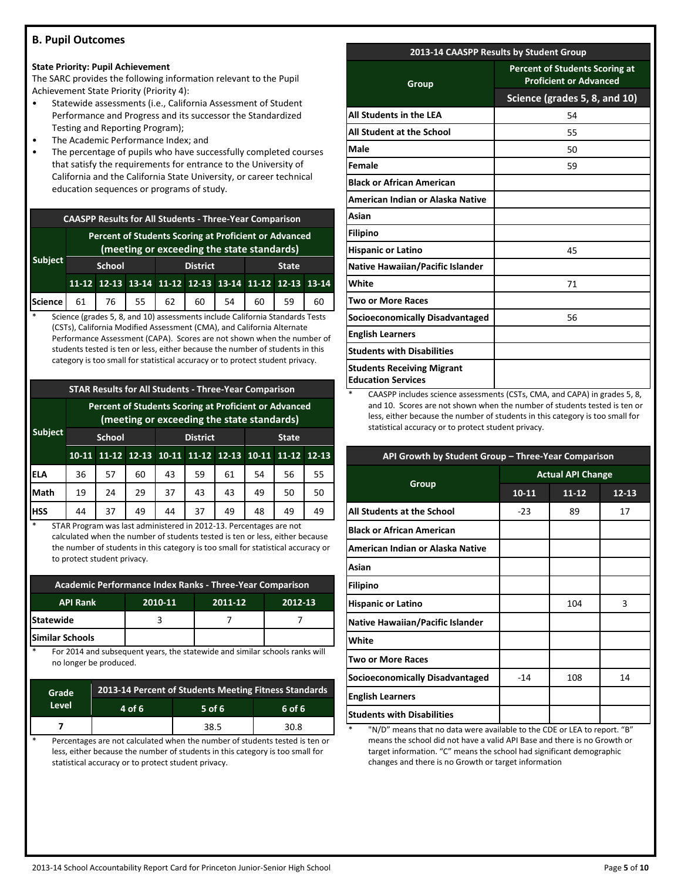## B. Pupil Outcomes

**State Priority: Pupil Achievement**

The SARC provides the following information relevant to the Pupil Achievement State Priority (Priority 4):

- Statewide assessments (i.e., California Assessment of Student Performance and Progress and its successor the Standardized Testing and Reporting Program);
- The Academic Performance Index; and
- The percentage of pupils who have successfully completed courses that satisfy the requirements for entrance to the University of California and the California State University, or career technical education sequences or programs of study.

**CAASPP Results for All Students - Three-Year Comparison**

| Subject | Percent of Students Scoring at Proficient or Advanced (meeting or exceeding the state standards) | | | | | | | | |
|---|---|---|---|---|---|---|---|---|---|
| | School | | | District | | | State | | |
| | 11-12 | 12-13 | 13-14 | 11-12 | 12-13 | 13-14 | 11-12 | 12-13 | 13-14 |
| Science | 61 | 76 | 55 | 62 | 60 | 54 | 60 | 59 | 60 |

\* Science (grades 5, 8, and 10) assessments include California Standards Tests (CSTs), California Modified Assessment (CMA), and California Alternate Performance Assessment (CAPA). Scores are not shown when the number of students tested is ten or less, either because the number of students in this category is too small for statistical accuracy or to protect student privacy.

**STAR Results for All Students - Three-Year Comparison**

| Subject | Percent of Students Scoring at Proficient or Advanced (meeting or exceeding the state standards) | | | | | | | | |
|---|---|---|---|---|---|---|---|---|---|
| | School | | | District | | | State | | |
| | 10-11 | 11-12 | 12-13 | 10-11 | 11-12 | 12-13 | 10-11 | 11-12 | 12-13 |
| ELA | 36 | 57 | 60 | 43 | 59 | 61 | 54 | 56 | 55 |
| Math | 19 | 24 | 29 | 37 | 43 | 43 | 49 | 50 | 50 |
| HSS | 44 | 37 | 49 | 44 | 37 | 49 | 48 | 49 | 49 |

\* STAR Program was last administered in 2012-13. Percentages are not calculated when the number of students tested is ten or less, either because the number of students in this category is too small for statistical accuracy or to protect student privacy.

**Academic Performance Index Ranks - Three-Year Comparison**

| API Rank | 2010-11 | 2011-12 | 2012-13 |
|---|---|---|---|
| Statewide | 3 | 7 | 7 |
| Similar Schools | | | |

\* For 2014 and subsequent years, the statewide and similar schools ranks will no longer be produced.

| Grade Level | 2013-14 Percent of Students Meeting Fitness Standards | | |
|---|---|---|---|
| | 4 of 6 | 5 of 6 | 6 of 6 |
| 7 | | 38.5 | 30.8 |

\* Percentages are not calculated when the number of students tested is ten or less, either because the number of students in this category is too small for statistical accuracy or to protect student privacy.

**2013-14 CAASPP Results by Student Group**

| Group | Percent of Students Scoring at Proficient or Advanced |
|---|---|
| | Science (grades 5, 8, and 10) |
| All Students in the LEA | 54 |
| All Student at the School | 55 |
| Male | 50 |
| Female | 59 |
| Black or African American | |
| American Indian or Alaska Native | |
| Asian | |
| Filipino | |
| Hispanic or Latino | 45 |
| Native Hawaiian/Pacific Islander | |
| White | 71 |
| Two or More Races | |
| Socioeconomically Disadvantaged | 56 |
| English Learners | |
| Students with Disabilities | |
| Students Receiving Migrant Education Services | |

\* CAASPP includes science assessments (CSTs, CMA, and CAPA) in grades 5, 8, and 10. Scores are not shown when the number of students tested is ten or less, either because the number of students in this category is too small for statistical accuracy or to protect student privacy.

**API Growth by Student Group – Three-Year Comparison**

| Group | Actual API Change | | |
|---|---|---|---|
| | 10-11 | 11-12 | 12-13 |
| All Students at the School | -23 | 89 | 17 |
| Black or African American | | | |
| American Indian or Alaska Native | | | |
| Asian | | | |
| Filipino | | | |
| Hispanic or Latino | | 104 | 3 |
| Native Hawaiian/Pacific Islander | | | |
| White | | | |
| Two or More Races | | | |
| Socioeconomically Disadvantaged | -14 | 108 | 14 |
| English Learners | | | |
| Students with Disabilities | | | |

\* "N/D" means that no data were available to the CDE or LEA to report. "B" means the school did not have a valid API Base and there is no Growth or target information. "C" means the school had significant demographic changes and there is no Growth or target information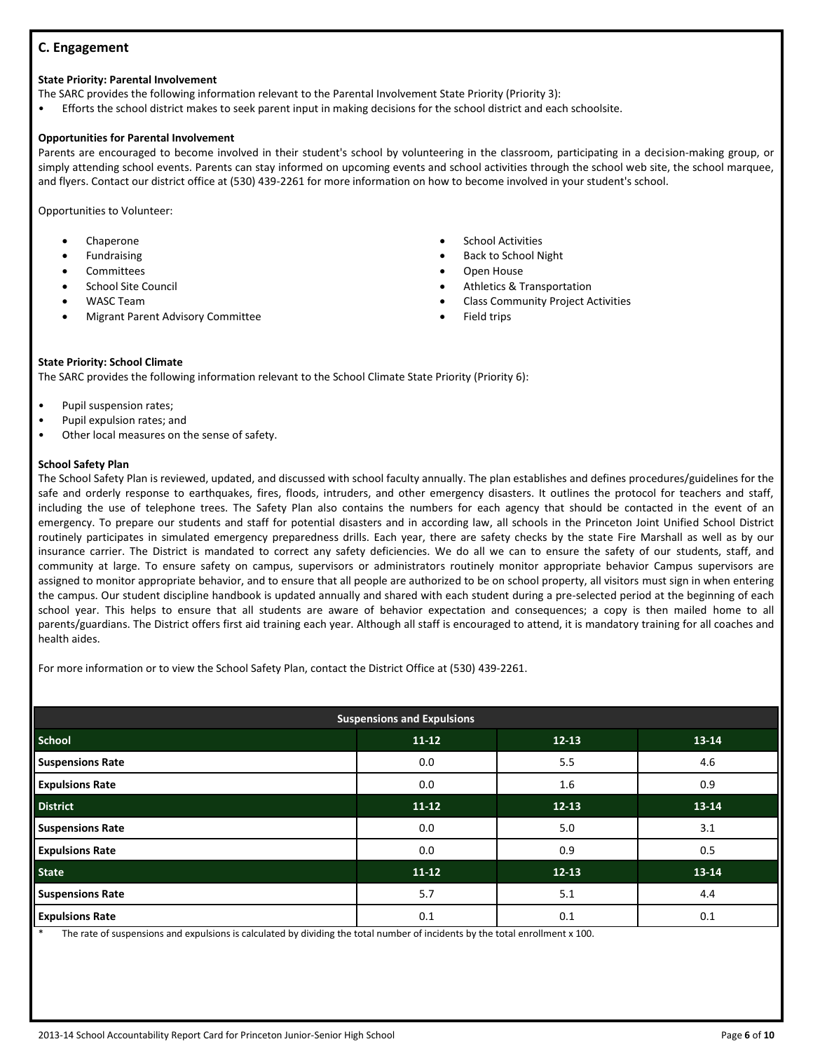## C. Engagement

**State Priority: Parental Involvement**

The SARC provides the following information relevant to the Parental Involvement State Priority (Priority 3):

- Efforts the school district makes to seek parent input in making decisions for the school district and each schoolsite.

**Opportunities for Parental Involvement**

Parents are encouraged to become involved in their student's school by volunteering in the classroom, participating in a decision-making group, or simply attending school events. Parents can stay informed on upcoming events and school activities through the school web site, the school marquee, and flyers. Contact our district office at (530) 439-2261 for more information on how to become involved in your student's school.

Opportunities to Volunteer:

- Chaperone
- Fundraising
- Committees
- School Site Council
- WASC Team
- Migrant Parent Advisory Committee
- School Activities
- Back to School Night
- Open House
- Athletics & Transportation
- Class Community Project Activities
- Field trips

**State Priority: School Climate**

The SARC provides the following information relevant to the School Climate State Priority (Priority 6):

- Pupil suspension rates;
- Pupil expulsion rates; and
- Other local measures on the sense of safety.

**School Safety Plan**

The School Safety Plan is reviewed, updated, and discussed with school faculty annually. The plan establishes and defines procedures/guidelines for the safe and orderly response to earthquakes, fires, floods, intruders, and other emergency disasters. It outlines the protocol for teachers and staff, including the use of telephone trees. The Safety Plan also contains the numbers for each agency that should be contacted in the event of an emergency. To prepare our students and staff for potential disasters and in according law, all schools in the Princeton Joint Unified School District routinely participates in simulated emergency preparedness drills. Each year, there are safety checks by the state Fire Marshall as well as by our insurance carrier. The District is mandated to correct any safety deficiencies. We do all we can to ensure the safety of our students, staff, and community at large. To ensure safety on campus, supervisors or administrators routinely monitor appropriate behavior Campus supervisors are assigned to monitor appropriate behavior, and to ensure that all people are authorized to be on school property, all visitors must sign in when entering the campus. Our student discipline handbook is updated annually and shared with each student during a pre-selected period at the beginning of each school year. This helps to ensure that all students are aware of behavior expectation and consequences; a copy is then mailed home to all parents/guardians. The District offers first aid training each year. Although all staff is encouraged to attend, it is mandatory training for all coaches and health aides.

For more information or to view the School Safety Plan, contact the District Office at (530) 439-2261.

| Suspensions and Expulsions | | | |
|---|---|---|---|
| **School** | **11-12** | **12-13** | **13-14** |
| **Suspensions Rate** | 0.0 | 5.5 | 4.6 |
| **Expulsions Rate** | 0.0 | 1.6 | 0.9 |
| **District** | **11-12** | **12-13** | **13-14** |
| **Suspensions Rate** | 0.0 | 5.0 | 3.1 |
| **Expulsions Rate** | 0.0 | 0.9 | 0.5 |
| **State** | **11-12** | **12-13** | **13-14** |
| **Suspensions Rate** | 5.7 | 5.1 | 4.4 |
| **Expulsions Rate** | 0.1 | 0.1 | 0.1 |

\* The rate of suspensions and expulsions is calculated by dividing the total number of incidents by the total enrollment x 100.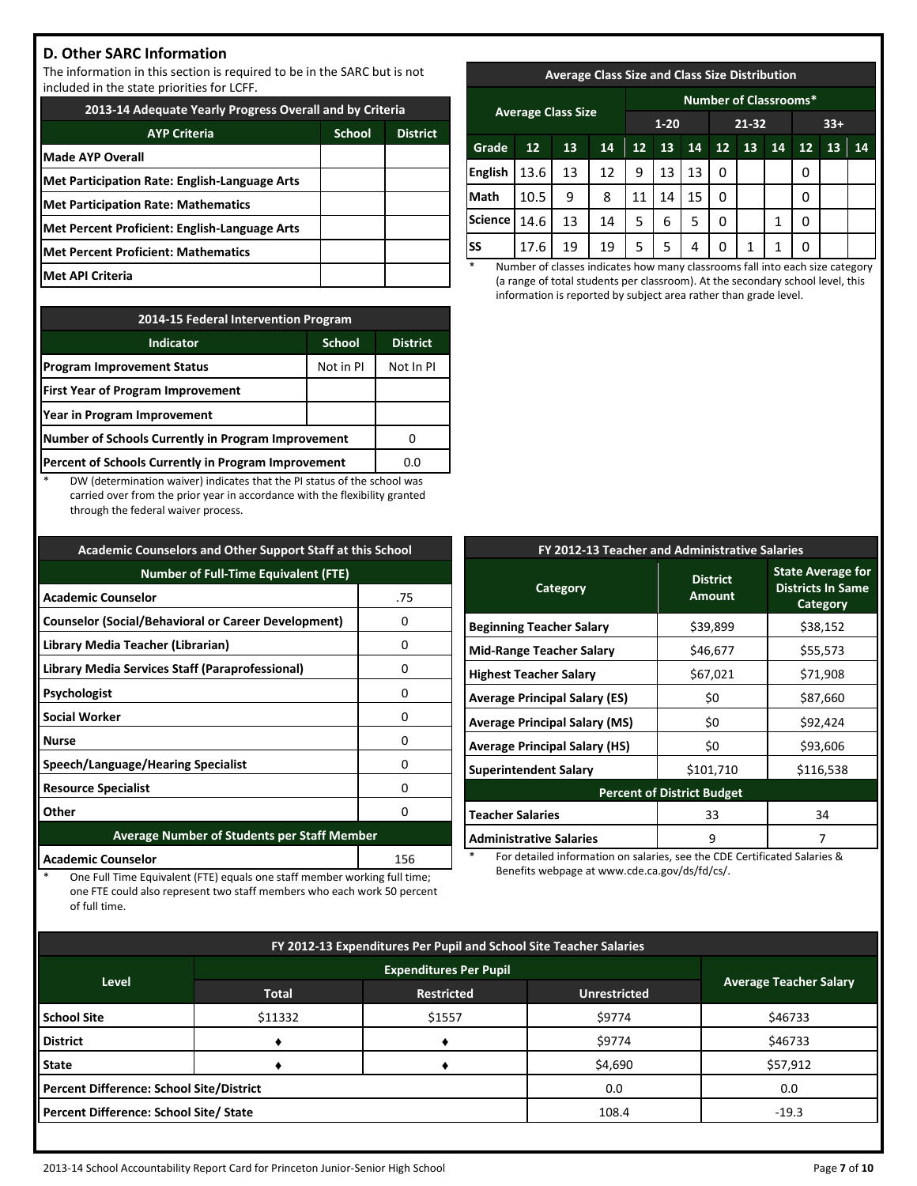## D. Other SARC Information

The information in this section is required to be in the SARC but is not included in the state priorities for LCFF.

| 2013-14 Adequate Yearly Progress Overall and by Criteria | | |
|---|---|---|
| **AYP Criteria** | **School** | **District** |
| **Made AYP Overall** | | |
| **Met Participation Rate: English-Language Arts** | | |
| **Met Participation Rate: Mathematics** | | |
| **Met Percent Proficient: English-Language Arts** | | |
| **Met Percent Proficient: Mathematics** | | |
| **Met API Criteria** | | |

| Average Class Size and Class Size Distribution | | | | | | | | | | | | |
|---|---|---|---|---|---|---|---|---|---|---|---|---|
| **Average Class Size** | | | | **Number of Classrooms*** | | | | | | | | |
| | | | | **1-20** | | | **21-32** | | | **33+** | | |
| **Grade** | **12** | **13** | **14** | **12** | **13** | **14** | **12** | **13** | **14** | **12** | **13** | **14** |
| **English** | 13.6 | 13 | 12 | 9 | 13 | 13 | 0 | | | 0 | | |
| **Math** | 10.5 | 9 | 8 | 11 | 14 | 15 | 0 | | | 0 | | |
| **Science** | 14.6 | 13 | 14 | 5 | 6 | 5 | 0 | | 1 | 0 | | |
| **SS** | 17.6 | 19 | 19 | 5 | 5 | 4 | 0 | 1 | 1 | 0 | | |

\* Number of classes indicates how many classrooms fall into each size category (a range of total students per classroom). At the secondary school level, this information is reported by subject area rather than grade level.

| 2014-15 Federal Intervention Program | | |
|---|---|---|
| **Indicator** | **School** | **District** |
| **Program Improvement Status** | Not in PI | Not In PI |
| **First Year of Program Improvement** | | |
| **Year in Program Improvement** | | |
| **Number of Schools Currently in Program Improvement** | | 0 |
| **Percent of Schools Currently in Program Improvement** | | 0.0 |

\* DW (determination waiver) indicates that the PI status of the school was carried over from the prior year in accordance with the flexibility granted through the federal waiver process.

| Academic Counselors and Other Support Staff at this School | |
|---|---|
| **Number of Full-Time Equivalent (FTE)** | |
| **Academic Counselor** | .75 |
| **Counselor (Social/Behavioral or Career Development)** | 0 |
| **Library Media Teacher (Librarian)** | 0 |
| **Library Media Services Staff (Paraprofessional)** | 0 |
| **Psychologist** | 0 |
| **Social Worker** | 0 |
| **Nurse** | 0 |
| **Speech/Language/Hearing Specialist** | 0 |
| **Resource Specialist** | 0 |
| **Other** | 0 |
| **Average Number of Students per Staff Member** | |
| **Academic Counselor** | 156 |

\* One Full Time Equivalent (FTE) equals one staff member working full time; one FTE could also represent two staff members who each work 50 percent of full time.

| FY 2012-13 Teacher and Administrative Salaries | | |
|---|---|---|
| **Category** | **District Amount** | **State Average for Districts In Same Category** |
| **Beginning Teacher Salary** | $39,899 | $38,152 |
| **Mid-Range Teacher Salary** | $46,677 | $55,573 |
| **Highest Teacher Salary** | $67,021 | $71,908 |
| **Average Principal Salary (ES)** | $0 | $87,660 |
| **Average Principal Salary (MS)** | $0 | $92,424 |
| **Average Principal Salary (HS)** | $0 | $93,606 |
| **Superintendent Salary** | $101,710 | $116,538 |
| **Percent of District Budget** | | |
| **Teacher Salaries** | 33 | 34 |
| **Administrative Salaries** | 9 | 7 |

\* For detailed information on salaries, see the CDE Certificated Salaries & Benefits webpage at www.cde.ca.gov/ds/fd/cs/.

| FY 2012-13 Expenditures Per Pupil and School Site Teacher Salaries | | | | |
|---|---|---|---|---|
| **Level** | **Expenditures Per Pupil** | | | **Average Teacher Salary** |
| | **Total** | **Restricted** | **Unrestricted** | |
| **School Site** | $11332 | $1557 | $9774 | $46733 |
| **District** | ♦ | ♦ | $9774 | $46733 |
| **State** | ♦ | ♦ | $4,690 | $57,912 |
| **Percent Difference: School Site/District** | | | 0.0 | 0.0 |
| **Percent Difference: School Site/ State** | | | 108.4 | -19.3 |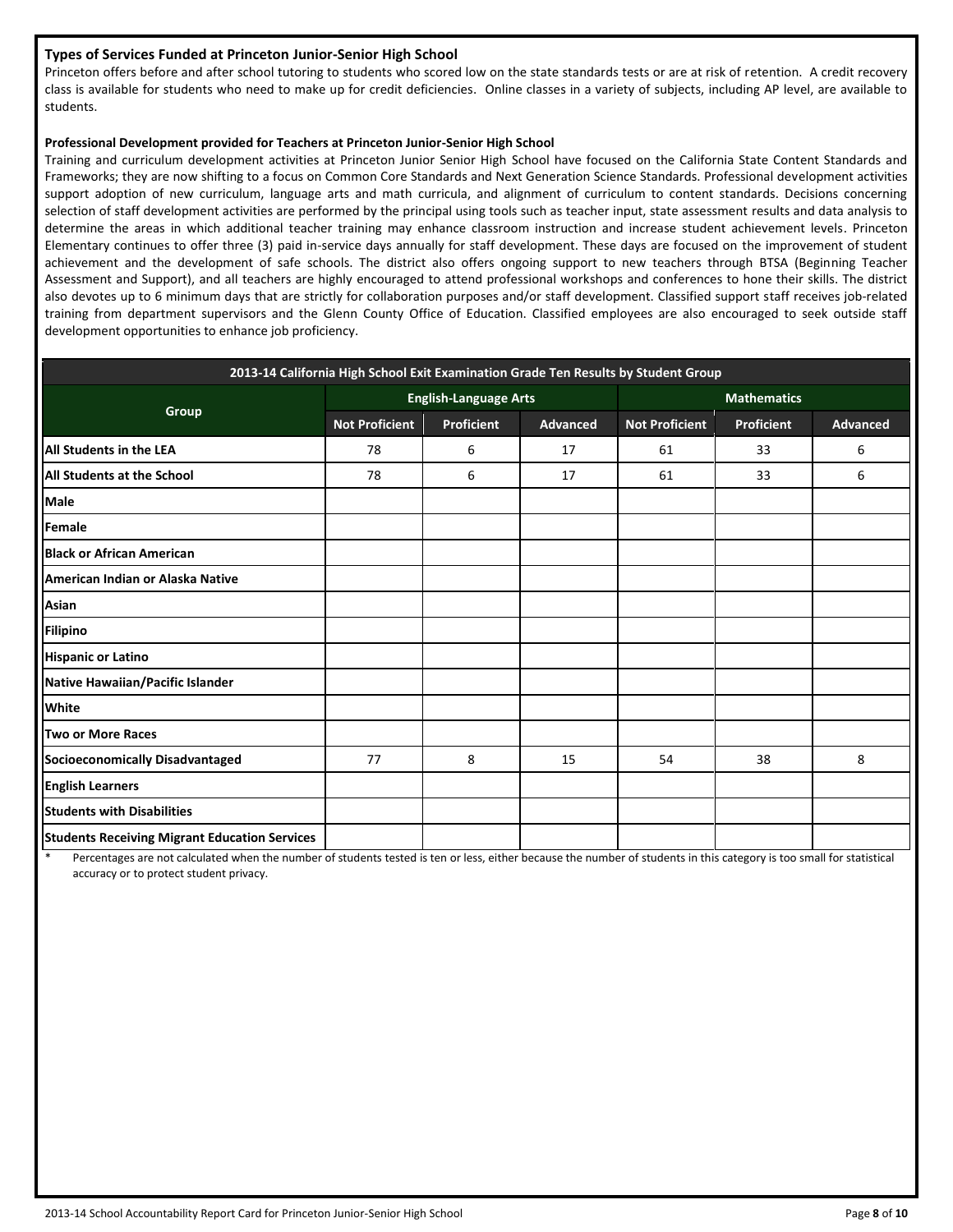### Types of Services Funded at Princeton Junior-Senior High School

Princeton offers before and after school tutoring to students who scored low on the state standards tests or are at risk of retention. A credit recovery class is available for students who need to make up for credit deficiencies. Online classes in a variety of subjects, including AP level, are available to students.

### Professional Development provided for Teachers at Princeton Junior-Senior High School

Training and curriculum development activities at Princeton Junior Senior High School have focused on the California State Content Standards and Frameworks; they are now shifting to a focus on Common Core Standards and Next Generation Science Standards. Professional development activities support adoption of new curriculum, language arts and math curricula, and alignment of curriculum to content standards. Decisions concerning selection of staff development activities are performed by the principal using tools such as teacher input, state assessment results and data analysis to determine the areas in which additional teacher training may enhance classroom instruction and increase student achievement levels. Princeton Elementary continues to offer three (3) paid in-service days annually for staff development. These days are focused on the improvement of student achievement and the development of safe schools. The district also offers ongoing support to new teachers through BTSA (Beginning Teacher Assessment and Support), and all teachers are highly encouraged to attend professional workshops and conferences to hone their skills. The district also devotes up to 6 minimum days that are strictly for collaboration purposes and/or staff development. Classified support staff receives job-related training from department supervisors and the Glenn County Office of Education. Classified employees are also encouraged to seek outside staff development opportunities to enhance job proficiency.

**2013-14 California High School Exit Examination Grade Ten Results by Student Group**

| Group | English-Language Arts | | | Mathematics | | |
|---|---|---|---|---|---|---|
| | Not Proficient | Proficient | Advanced | Not Proficient | Proficient | Advanced |
| All Students in the LEA | 78 | 6 | 17 | 61 | 33 | 6 |
| All Students at the School | 78 | 6 | 17 | 61 | 33 | 6 |
| Male | | | | | | |
| Female | | | | | | |
| Black or African American | | | | | | |
| American Indian or Alaska Native | | | | | | |
| Asian | | | | | | |
| Filipino | | | | | | |
| Hispanic or Latino | | | | | | |
| Native Hawaiian/Pacific Islander | | | | | | |
| White | | | | | | |
| Two or More Races | | | | | | |
| Socioeconomically Disadvantaged | 77 | 8 | 15 | 54 | 38 | 8 |
| English Learners | | | | | | |
| Students with Disabilities | | | | | | |
| Students Receiving Migrant Education Services | | | | | | |

\* Percentages are not calculated when the number of students tested is ten or less, either because the number of students in this category is too small for statistical accuracy or to protect student privacy.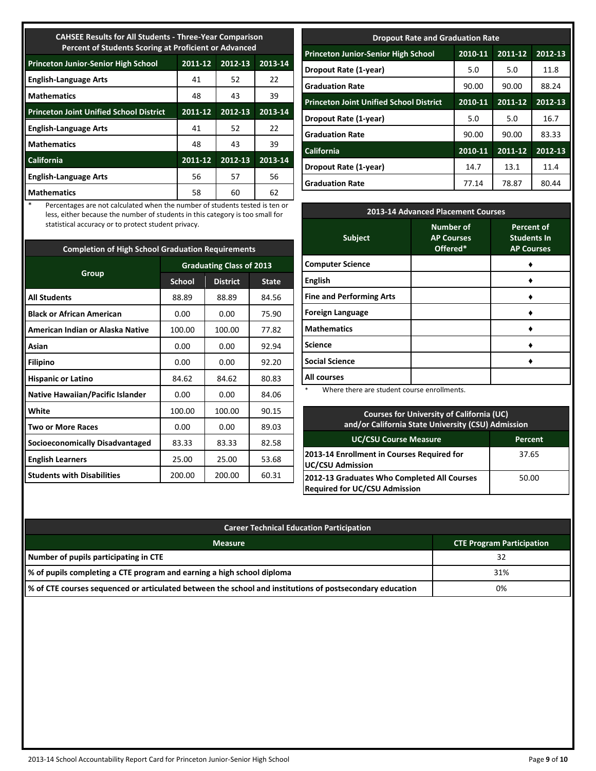| CAHSEE Results for All Students - Three-Year Comparison<br>Percent of Students Scoring at Proficient or Advanced | | | |
|---|---|---|---|
| **Princeton Junior-Senior High School** | **2011-12** | **2012-13** | **2013-14** |
| **English-Language Arts** | 41 | 52 | 22 |
| **Mathematics** | 48 | 43 | 39 |
| **Princeton Joint Unified School District** | **2011-12** | **2012-13** | **2013-14** |
| **English-Language Arts** | 41 | 52 | 22 |
| **Mathematics** | 48 | 43 | 39 |
| **California** | **2011-12** | **2012-13** | **2013-14** |
| **English-Language Arts** | 56 | 57 | 56 |
| **Mathematics** | 58 | 60 | 62 |

\* Percentages are not calculated when the number of students tested is ten or less, either because the number of students in this category is too small for statistical accuracy or to protect student privacy.

| Dropout Rate and Graduation Rate | | | |
|---|---|---|---|
| **Princeton Junior-Senior High School** | **2010-11** | **2011-12** | **2012-13** |
| **Dropout Rate (1-year)** | 5.0 | 5.0 | 11.8 |
| **Graduation Rate** | 90.00 | 90.00 | 88.24 |
| **Princeton Joint Unified School District** | **2010-11** | **2011-12** | **2012-13** |
| **Dropout Rate (1-year)** | 5.0 | 5.0 | 16.7 |
| **Graduation Rate** | 90.00 | 90.00 | 83.33 |
| **California** | **2010-11** | **2011-12** | **2012-13** |
| **Dropout Rate (1-year)** | 14.7 | 13.1 | 11.4 |
| **Graduation Rate** | 77.14 | 78.87 | 80.44 |

| Completion of High School Graduation Requirements | | | |
|---|---|---|---|
| **Group** | **Graduating Class of 2013** | | |
| | **School** | **District** | **State** |
| **All Students** | 88.89 | 88.89 | 84.56 |
| **Black or African American** | 0.00 | 0.00 | 75.90 |
| **American Indian or Alaska Native** | 100.00 | 100.00 | 77.82 |
| **Asian** | 0.00 | 0.00 | 92.94 |
| **Filipino** | 0.00 | 0.00 | 92.20 |
| **Hispanic or Latino** | 84.62 | 84.62 | 80.83 |
| **Native Hawaiian/Pacific Islander** | 0.00 | 0.00 | 84.06 |
| **White** | 100.00 | 100.00 | 90.15 |
| **Two or More Races** | 0.00 | 0.00 | 89.03 |
| **Socioeconomically Disadvantaged** | 83.33 | 83.33 | 82.58 |
| **English Learners** | 25.00 | 25.00 | 53.68 |
| **Students with Disabilities** | 200.00 | 200.00 | 60.31 |

| 2013-14 Advanced Placement Courses | | |
|---|---|---|
| **Subject** | **Number of AP Courses Offered*** | **Percent of Students In AP Courses** |
| **Computer Science** | | ♦ |
| **English** | | ♦ |
| **Fine and Performing Arts** | | ♦ |
| **Foreign Language** | | ♦ |
| **Mathematics** | | ♦ |
| **Science** | | ♦ |
| **Social Science** | | ♦ |
| **All courses** | | |

\* Where there are student course enrollments.

| Courses for University of California (UC) and/or California State University (CSU) Admission | |
|---|---|
| **UC/CSU Course Measure** | **Percent** |
| **2013-14 Enrollment in Courses Required for UC/CSU Admission** | 37.65 |
| **2012-13 Graduates Who Completed All Courses Required for UC/CSU Admission** | 50.00 |

| Career Technical Education Participation | |
|---|---|
| **Measure** | **CTE Program Participation** |
| **Number of pupils participating in CTE** | 32 |
| **% of pupils completing a CTE program and earning a high school diploma** | 31% |
| **% of CTE courses sequenced or articulated between the school and institutions of postsecondary education** | 0% |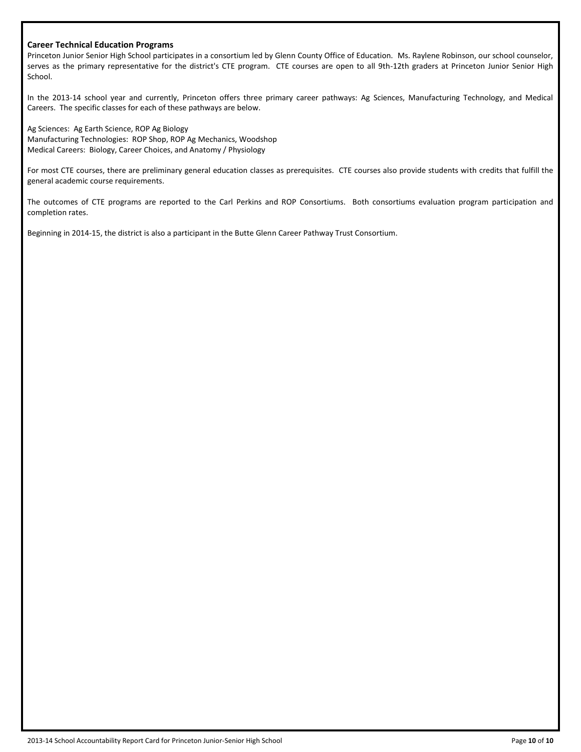### Career Technical Education Programs

Princeton Junior Senior High School participates in a consortium led by Glenn County Office of Education. Ms. Raylene Robinson, our school counselor, serves as the primary representative for the district's CTE program. CTE courses are open to all 9th-12th graders at Princeton Junior Senior High School.

In the 2013-14 school year and currently, Princeton offers three primary career pathways: Ag Sciences, Manufacturing Technology, and Medical Careers. The specific classes for each of these pathways are below.

Ag Sciences: Ag Earth Science, ROP Ag Biology
Manufacturing Technologies: ROP Shop, ROP Ag Mechanics, Woodshop
Medical Careers: Biology, Career Choices, and Anatomy / Physiology

For most CTE courses, there are preliminary general education classes as prerequisites. CTE courses also provide students with credits that fulfill the general academic course requirements.

The outcomes of CTE programs are reported to the Carl Perkins and ROP Consortiums. Both consortiums evaluation program participation and completion rates.

Beginning in 2014-15, the district is also a participant in the Butte Glenn Career Pathway Trust Consortium.